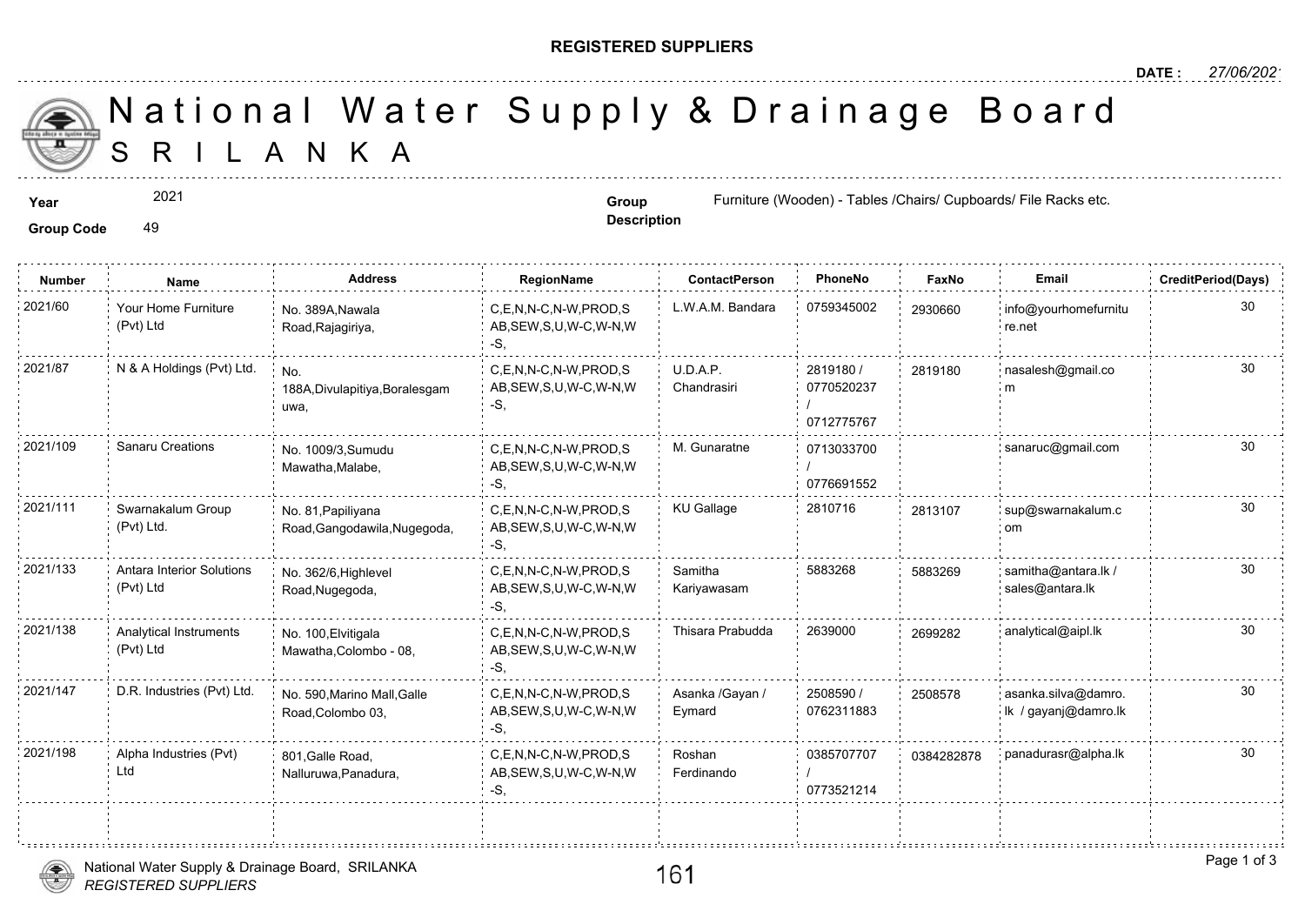**REGISTERED SUPPLIERS**

**DATE :** 27/06/2021

# National Water Supply & Drainage Board
# SRI LANKA

**Year** 2021

**Group Code** 49

**Group Description** Furniture (Wooden) - Tables /Chairs/ Cupboards/ File Racks etc.

| Number | Name | Address | RegionName | ContactPerson | PhoneNo | FaxNo | Email | CreditPeriod(Days) |
|---|---|---|---|---|---|---|---|---|
| 2021/60 | Your Home Furniture (Pvt) Ltd | No. 389A,Nawala Road,Rajagiriya, | C,E,N,N-C,N-W,PROD,SAB,SEW,S,U,W-C,W-N,W-S, | L.W.A.M. Bandara | 0759345002 | 2930660 | info@yourhomefurniture.net | 30 |
| 2021/87 | N & A Holdings (Pvt) Ltd. | No. 188A,Divulapitiya,Boralesgamuwa, | C,E,N,N-C,N-W,PROD,SAB,SEW,S,U,W-C,W-N,W-S, | U.D.A.P. Chandrasiri | 2819180 / 0770520237 / 0712775767 | 2819180 | nasalesh@gmail.com | 30 |
| 2021/109 | Sanaru Creations | No. 1009/3,Sumudu Mawatha,Malabe, | C,E,N,N-C,N-W,PROD,SAB,SEW,S,U,W-C,W-N,W-S, | M. Gunaratne | 0713033700 / 0776691552 | | sanaruc@gmail.com | 30 |
| 2021/111 | Swarnakalum Group (Pvt) Ltd. | No. 81,Papiliyana Road,Gangodawila,Nugegoda, | C,E,N,N-C,N-W,PROD,SAB,SEW,S,U,W-C,W-N,W-S, | KU Gallage | 2810716 | 2813107 | sup@swarnakalum.com | 30 |
| 2021/133 | Antara Interior Solutions (Pvt) Ltd | No. 362/6,Highlevel Road,Nugegoda, | C,E,N,N-C,N-W,PROD,SAB,SEW,S,U,W-C,W-N,W-S, | Samitha Kariyawasam | 5883268 | 5883269 | samitha@antara.lk / sales@antara.lk | 30 |
| 2021/138 | Analytical Instruments (Pvt) Ltd | No. 100,Elvitigala Mawatha,Colombo - 08, | C,E,N,N-C,N-W,PROD,SAB,SEW,S,U,W-C,W-N,W-S, | Thisara Prabudda | 2639000 | 2699282 | analytical@aipl.lk | 30 |
| 2021/147 | D.R. Industries (Pvt) Ltd. | No. 590,Marino Mall,Galle Road,Colombo 03, | C,E,N,N-C,N-W,PROD,SAB,SEW,S,U,W-C,W-N,W-S, | Asanka /Gayan / Eymard | 2508590 / 0762311883 | 2508578 | asanka.silva@damro.lk / gayanj@damro.lk | 30 |
| 2021/198 | Alpha Industries (Pvt) Ltd | 801,Galle Road, Nalluruwa,Panadura, | C,E,N,N-C,N-W,PROD,SAB,SEW,S,U,W-C,W-N,W-S, | Roshan Ferdinando | 0385707707 / 0773521214 | 0384282878 | panadurasr@alpha.lk | 30 |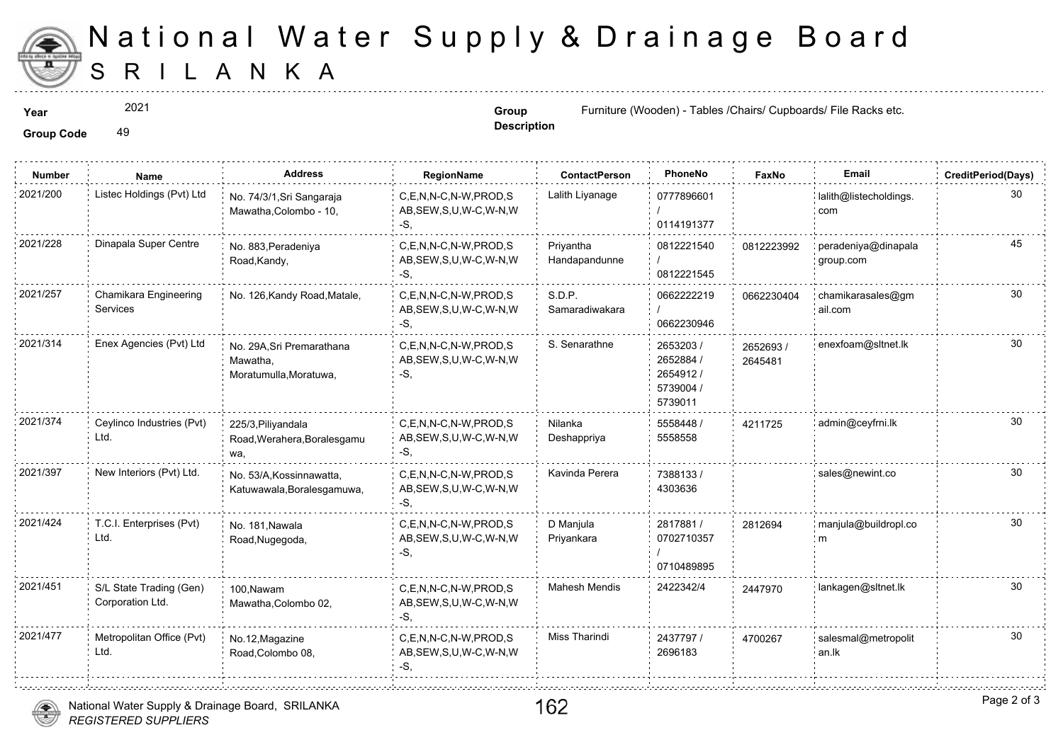# National Water Supply & Drainage Board
## SRILANKA

**Year** 2021

**Group Code** 49

**Group Description** Furniture (Wooden) - Tables /Chairs/ Cupboards/ File Racks etc.

| Number | Name | Address | RegionName | ContactPerson | PhoneNo | FaxNo | Email | CreditPeriod(Days) |
|---|---|---|---|---|---|---|---|---|
| 2021/200 | Listec Holdings (Pvt) Ltd | No. 74/3/1,Sri Sangaraja Mawatha,Colombo - 10, | C,E,N,N-C,N-W,PROD,SAB,SEW,S,U,W-C,W-N,W-S, | Lalith Liyanage | 0777896601 / 0114191377 | | lalith@listecholdings.com | 30 |
| 2021/228 | Dinapala Super Centre | No. 883,Peradeniya Road,Kandy, | C,E,N,N-C,N-W,PROD,SAB,SEW,S,U,W-C,W-N,W-S, | Priyantha Handapandunne | 0812221540 / 0812221545 | 0812223992 | peradeniya@dinapalagroup.com | 45 |
| 2021/257 | Chamikara Engineering Services | No. 126,Kandy Road,Matale, | C,E,N,N-C,N-W,PROD,SAB,SEW,S,U,W-C,W-N,W-S, | S.D.P. Samaradiwakara | 0662222219 / 0662230946 | 0662230404 | chamikarasales@gmail.com | 30 |
| 2021/314 | Enex Agencies (Pvt) Ltd | No. 29A,Sri Premarathana Mawatha, Moratumulla,Moratuwa, | C,E,N,N-C,N-W,PROD,SAB,SEW,S,U,W-C,W-N,W-S, | S. Senarathne | 2653203 / 2652884 / 2654912 / 5739004 / 5739011 | 2652693 / 2645481 | enexfoam@sltnet.lk | 30 |
| 2021/374 | Ceylinco Industries (Pvt) Ltd. | 225/3,Piliyandala Road,Werahera,Boralesgamuwa, | C,E,N,N-C,N-W,PROD,SAB,SEW,S,U,W-C,W-N,W-S, | Nilanka Deshappriya | 5558448 / 5558558 | 4211725 | admin@ceyfrni.lk | 30 |
| 2021/397 | New Interiors (Pvt) Ltd. | No. 53/A,Kossinnawatta, Katuwawala,Boralesgamuwa, | C,E,N,N-C,N-W,PROD,SAB,SEW,S,U,W-C,W-N,W-S, | Kavinda Perera | 7388133 / 4303636 | | sales@newint.co | 30 |
| 2021/424 | T.C.I. Enterprises (Pvt) Ltd. | No. 181,Nawala Road,Nugegoda, | C,E,N,N-C,N-W,PROD,SAB,SEW,S,U,W-C,W-N,W-S, | D Manjula Priyankara | 2817881 / 0702710357 / 0710489895 | 2812694 | manjula@buildropl.com | 30 |
| 2021/451 | S/L State Trading (Gen) Corporation Ltd. | 100,Nawam Mawatha,Colombo 02, | C,E,N,N-C,N-W,PROD,SAB,SEW,S,U,W-C,W-N,W-S, | Mahesh Mendis | 2422342/4 | 2447970 | lankagen@sltnet.lk | 30 |
| 2021/477 | Metropolitan Office (Pvt) Ltd. | No.12,Magazine Road,Colombo 08, | C,E,N,N-C,N-W,PROD,SAB,SEW,S,U,W-C,W-N,W-S, | Miss Tharindi | 2437797 / 2696183 | 4700267 | salesmal@metropolitan.lk | 30 |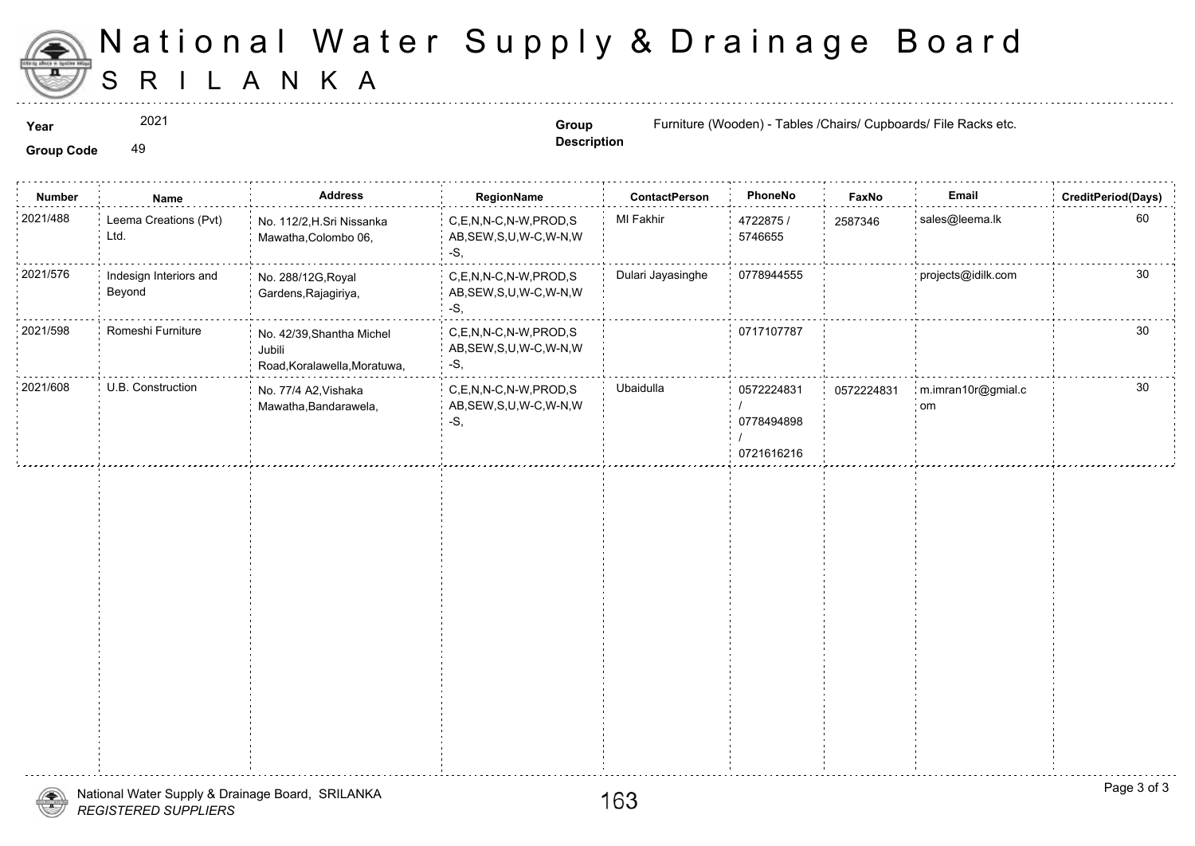# National Water Supply & Drainage Board
## SRILANKA

**Year** 2021

**Group Code** 49

**Group Description** Furniture (Wooden) - Tables /Chairs/ Cupboards/ File Racks etc.

| Number | Name | Address | RegionName | ContactPerson | PhoneNo | FaxNo | Email | CreditPeriod(Days) |
|---|---|---|---|---|---|---|---|---|
| 2021/488 | Leema Creations (Pvt) Ltd. | No. 112/2,H.Sri Nissanka Mawatha,Colombo 06, | C,E,N,N-C,N-W,PROD,SAB,SEW,S,U,W-C,W-N,W-S, | MI Fakhir | 4722875 / 5746655 | 2587346 | sales@leema.lk | 60 |
| 2021/576 | Indesign Interiors and Beyond | No. 288/12G,Royal Gardens,Rajagiriya, | C,E,N,N-C,N-W,PROD,SAB,SEW,S,U,W-C,W-N,W-S, | Dulari Jayasinghe | 0778944555 | | projects@idilk.com | 30 |
| 2021/598 | Romeshi Furniture | No. 42/39,Shantha Michel Jubili Road,Koralawella,Moratuwa, | C,E,N,N-C,N-W,PROD,SAB,SEW,S,U,W-C,W-N,W-S, | | 0717107787 | | | 30 |
| 2021/608 | U.B. Construction | No. 77/4 A2,Vishaka Mawatha,Bandarawela, | C,E,N,N-C,N-W,PROD,SAB,SEW,S,U,W-C,W-N,W-S, | Ubaidulla | 0572224831 / 0778494898 / 0721616216 | 0572224831 | m.imran10r@gmial.com | 30 |

National Water Supply & Drainage Board, SRILANKA
*REGISTERED SUPPLIERS*